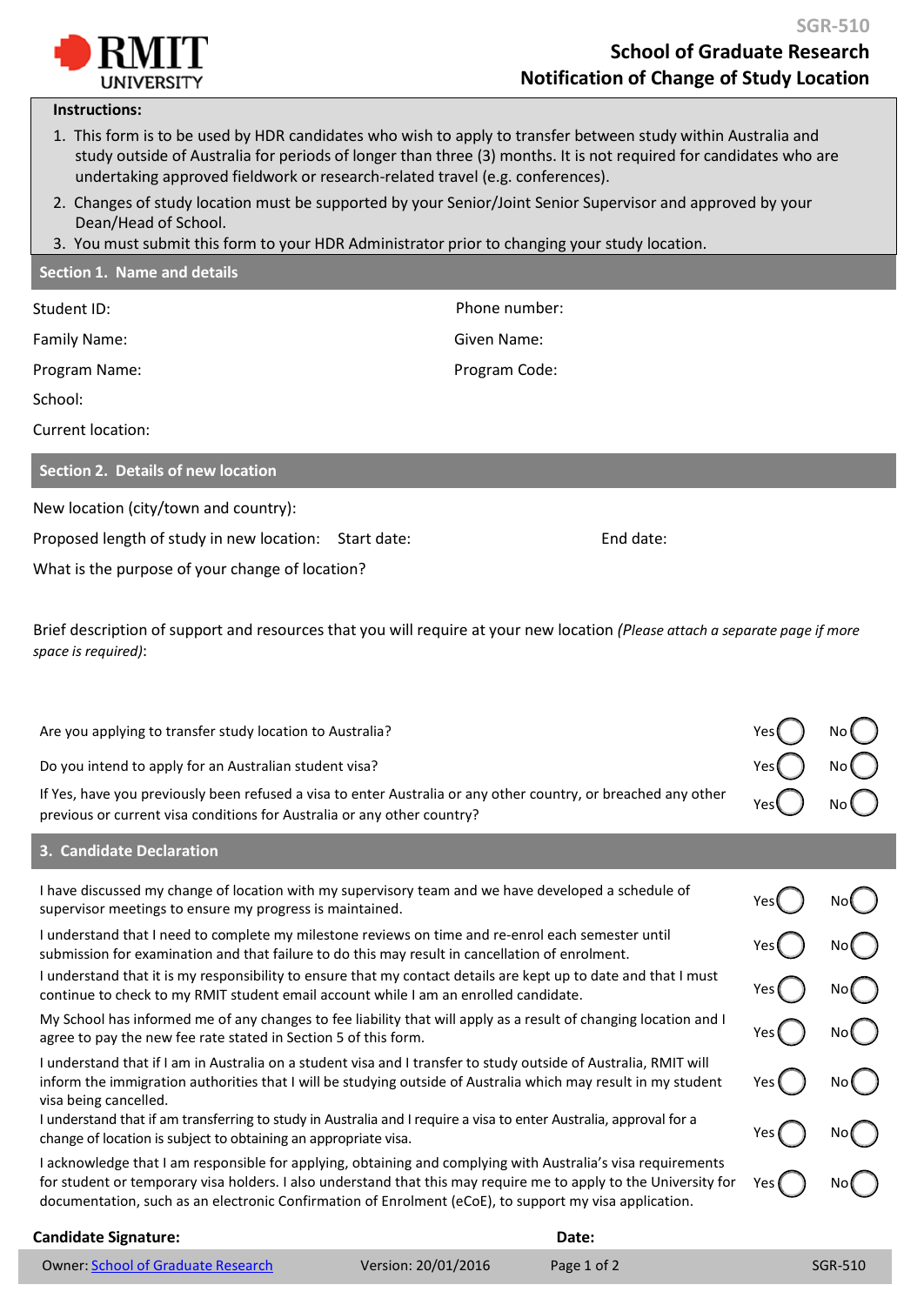SGR-510

# School of Graduate Research
# Notification of Change of Study Location

**Instructions:**

1. This form is to be used by HDR candidates who wish to apply to transfer between study within Australia and study outside of Australia for periods of longer than three (3) months. It is not required for candidates who are undertaking approved fieldwork or research-related travel (e.g. conferences).
2. Changes of study location must be supported by your Senior/Joint Senior Supervisor and approved by your Dean/Head of School.
3. You must submit this form to your HDR Administrator prior to changing your study location.

## Section 1. Name and details

| | |
|---|---|
| Student ID: | Phone number: |
| Family Name: | Given Name: |
| Program Name: | Program Code: |
| School: | |
| Current location: | |

## Section 2. Details of new location

New location (city/town and country):

Proposed length of study in new location: Start date: End date:

What is the purpose of your change of location?

Brief description of support and resources that you will require at your new location *(Please attach a separate page if more space is required)*:

| | | |
|---|---|---|
| Are you applying to transfer study location to Australia? | Yes ◯ | No ◯ |
| Do you intend to apply for an Australian student visa? | Yes ◯ | No ◯ |
| If Yes, have you previously been refused a visa to enter Australia or any other country, or breached any other previous or current visa conditions for Australia or any other country? | Yes ◯ | No ◯ |

## 3. Candidate Declaration

| | | |
|---|---|---|
| I have discussed my change of location with my supervisory team and we have developed a schedule of supervisor meetings to ensure my progress is maintained. | Yes ◯ | No ◯ |
| I understand that I need to complete my milestone reviews on time and re-enrol each semester until submission for examination and that failure to do this may result in cancellation of enrolment. | Yes ◯ | No ◯ |
| I understand that it is my responsibility to ensure that my contact details are kept up to date and that I must continue to check to my RMIT student email account while I am an enrolled candidate. | Yes ◯ | No ◯ |
| My School has informed me of any changes to fee liability that will apply as a result of changing location and I agree to pay the new fee rate stated in Section 5 of this form. | Yes ◯ | No ◯ |
| I understand that if I am in Australia on a student visa and I transfer to study outside of Australia, RMIT will inform the immigration authorities that I will be studying outside of Australia which may result in my student visa being cancelled. | Yes ◯ | No ◯ |
| I understand that if am transferring to study in Australia and I require a visa to enter Australia, approval for a change of location is subject to obtaining an appropriate visa. | Yes ◯ | No ◯ |
| I acknowledge that I am responsible for applying, obtaining and complying with Australia's visa requirements for student or temporary visa holders. I also understand that this may require me to apply to the University for documentation, such as an electronic Confirmation of Enrolment (eCoE), to support my visa application. | Yes ◯ | No ◯ |

**Candidate Signature:** **Date:**

Owner: School of Graduate Research Version: 20/01/2016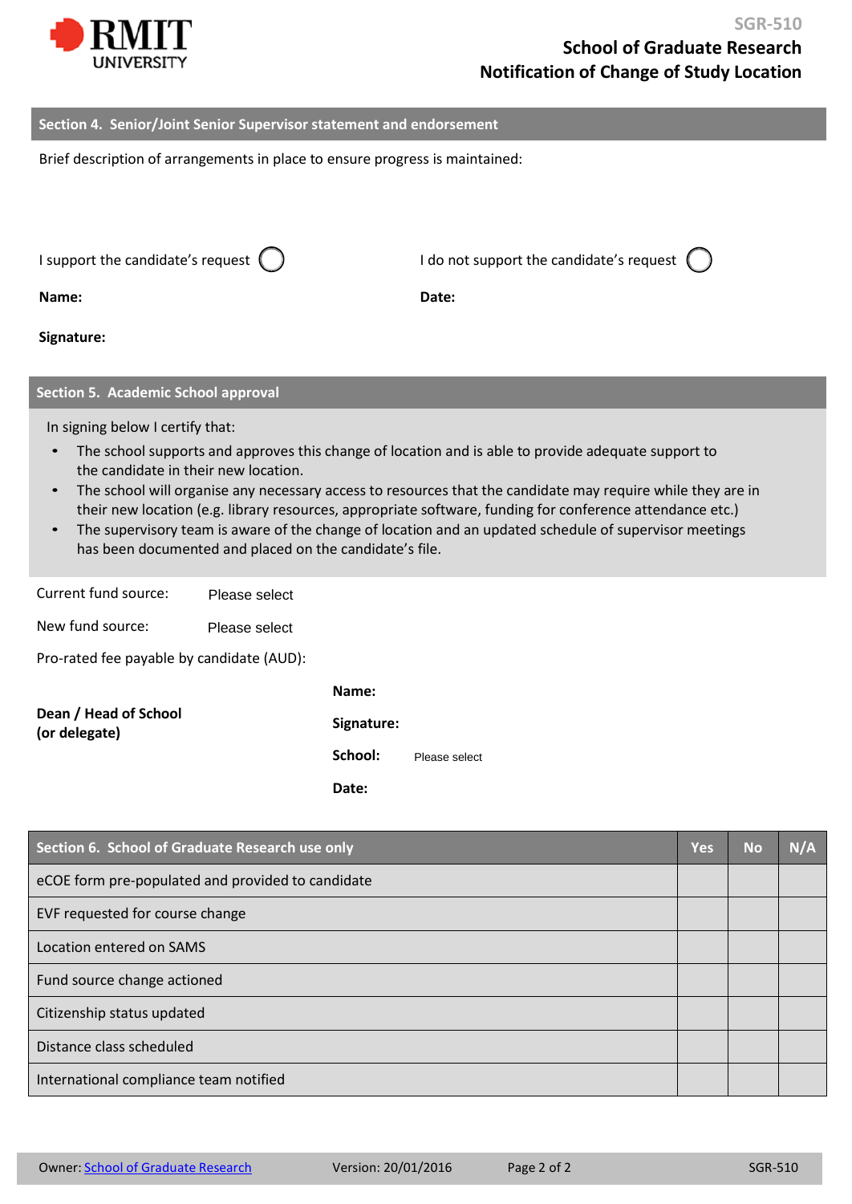## Section 4. Senior/Joint Senior Supervisor statement and endorsement

Brief description of arrangements in place to ensure progress is maintained:

I support the candidate's request ◯

I do not support the candidate's request ◯

**Name:**

**Date:**

**Signature:**

## Section 5. Academic School approval

In signing below I certify that:

- The school supports and approves this change of location and is able to provide adequate support to the candidate in their new location.
- The school will organise any necessary access to resources that the candidate may require while they are in their new location (e.g. library resources, appropriate software, funding for conference attendance etc.)
- The supervisory team is aware of the change of location and an updated schedule of supervisor meetings has been documented and placed on the candidate's file.

Current fund source: Please select

New fund source: Please select

Pro-rated fee payable by candidate (AUD):

**Dean / Head of School (or delegate)**

**Name:**

**Signature:**

**School:** Please select

**Date:**

| Section 6. School of Graduate Research use only | Yes | No | N/A |
|---|---|---|---|
| eCOE form pre-populated and provided to candidate | | | |
| EVF requested for course change | | | |
| Location entered on SAMS | | | |
| Fund source change actioned | | | |
| Citizenship status updated | | | |
| Distance class scheduled | | | |
| International compliance team notified | | | |

Owner: School of Graduate Research Version: 20/01/2016